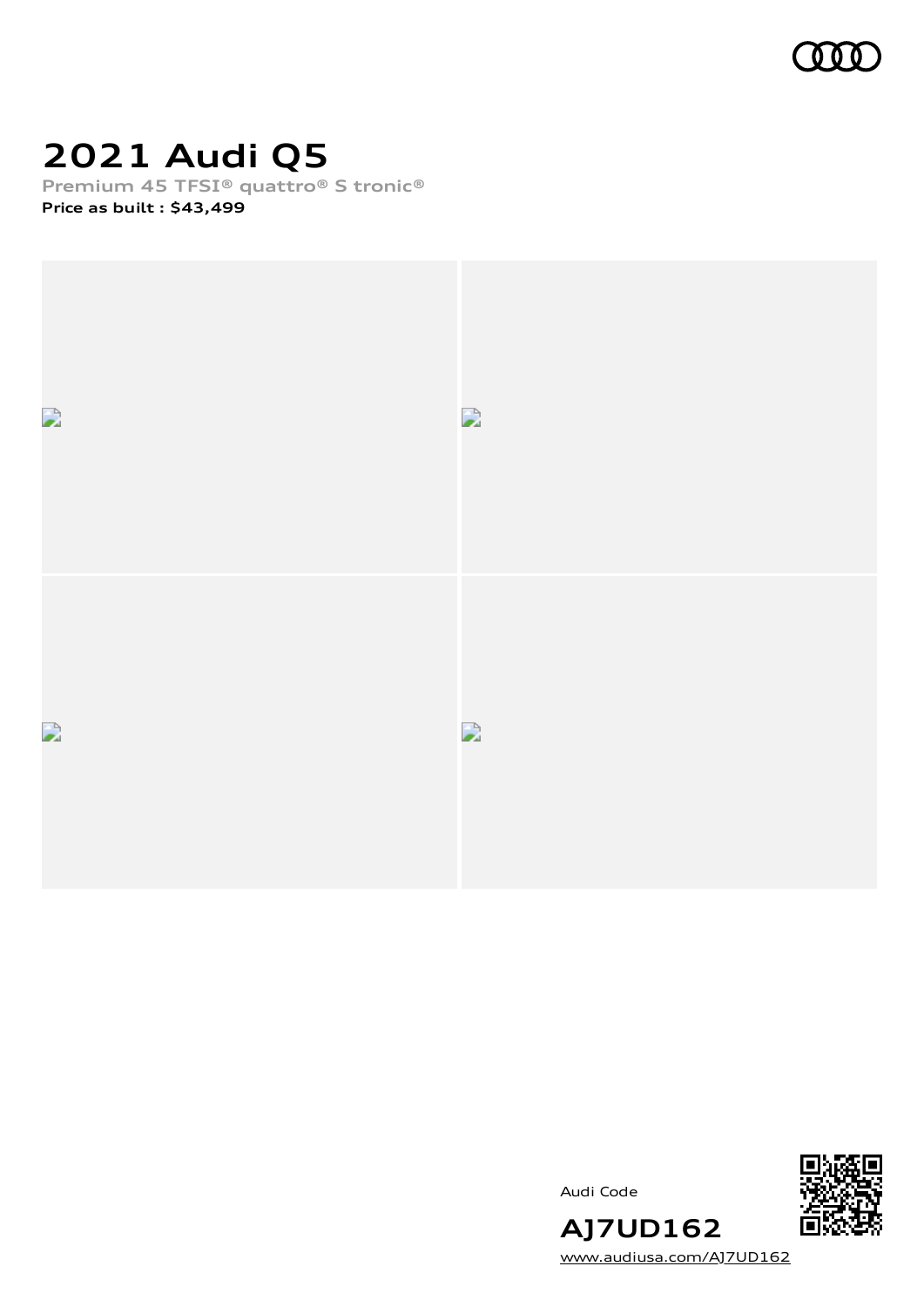# 2021 Audi Q5

**Premium 45 TFSI® quattro® S tronic®**

**Price as built : $43,499**

Audi Code

**AJ7UD162**

www.audiusa.com/AJ7UD162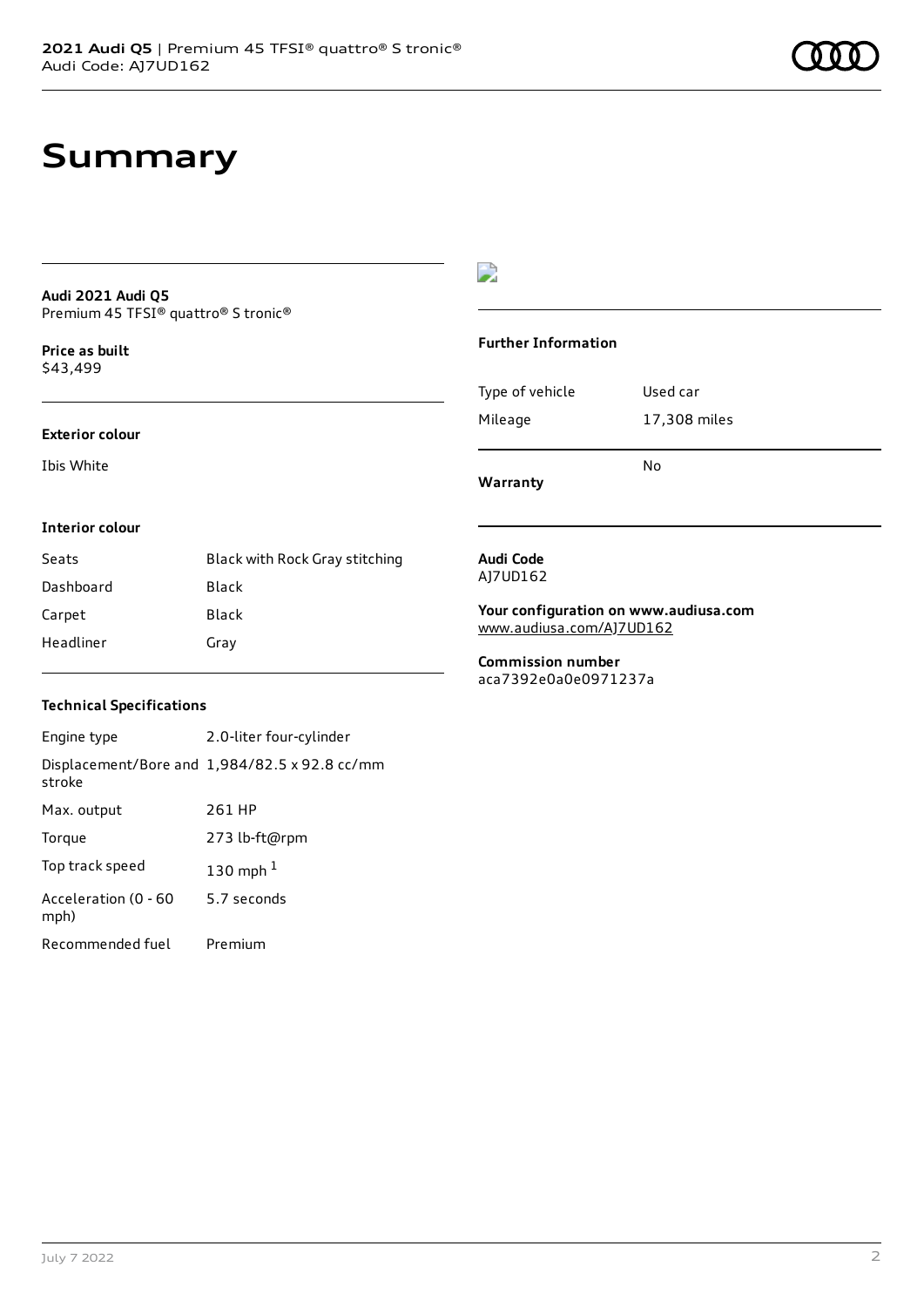# Summary

**Audi 2021 Audi Q5**
Premium 45 TFSI® quattro® S tronic®

**Price as built**
$43,499

**Exterior colour**

Ibis White

**Interior colour**

| | |
|---|---|
| Seats | Black with Rock Gray stitching |
| Dashboard | Black |
| Carpet | Black |
| Headliner | Gray |

**Technical Specifications**

| | |
|---|---|
| Engine type | 2.0-liter four-cylinder |
| Displacement/Bore and stroke | 1,984/82.5 x 92.8 cc/mm |
| Max. output | 261 HP |
| Torque | 273 lb-ft@rpm |
| Top track speed | 130 mph [1] |
| Acceleration (0 - 60 mph) | 5.7 seconds |
| Recommended fuel | Premium |

**Further Information**

| | |
|---|---|
| Type of vehicle | Used car |
| Mileage | 17,308 miles |
| **Warranty** | No |

**Audi Code**
AJ7UD162

**Your configuration on www.audiusa.com**
www.audiusa.com/AJ7UD162

**Commission number**
aca7392e0a0e0971237a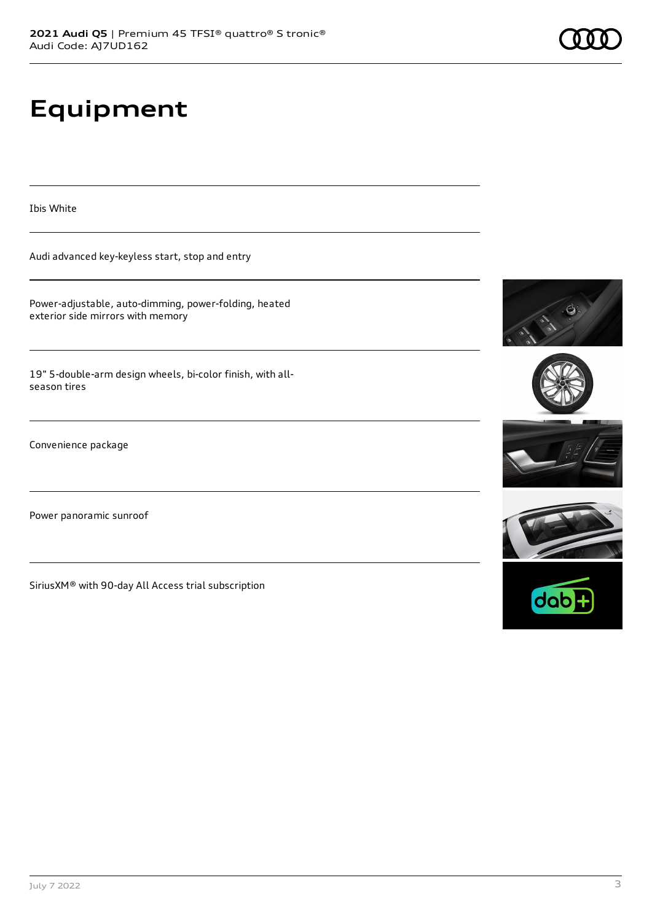# Equipment

Ibis White

Audi advanced key-keyless start, stop and entry

Power-adjustable, auto-dimming, power-folding, heated exterior side mirrors with memory

19" 5-double-arm design wheels, bi-color finish, with all-season tires

Convenience package

Power panoramic sunroof

SiriusXM® with 90-day All Access trial subscription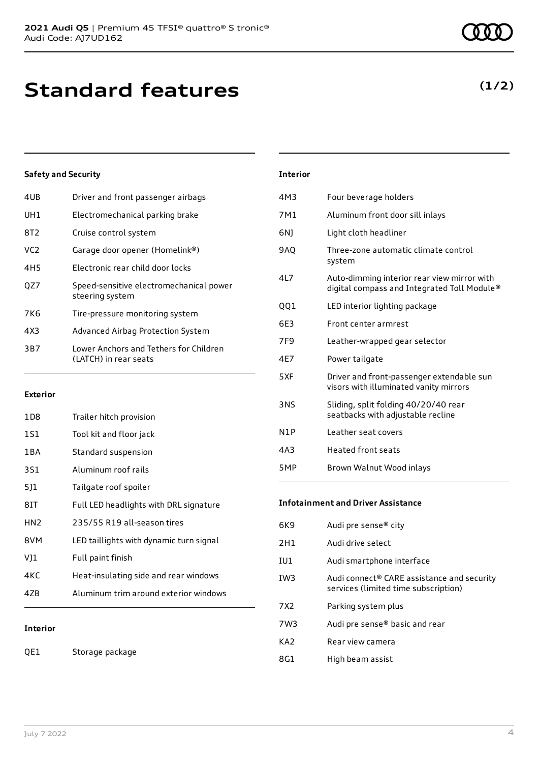# Standard features

**(1/2)**

### Safety and Security

| | |
|---|---|
| 4UB | Driver and front passenger airbags |
| UH1 | Electromechanical parking brake |
| 8T2 | Cruise control system |
| VC2 | Garage door opener (Homelink®) |
| 4H5 | Electronic rear child door locks |
| QZ7 | Speed-sensitive electromechanical power steering system |
| 7K6 | Tire-pressure monitoring system |
| 4X3 | Advanced Airbag Protection System |
| 3B7 | Lower Anchors and Tethers for Children (LATCH) in rear seats |

### Exterior

| | |
|---|---|
| 1D8 | Trailer hitch provision |
| 1S1 | Tool kit and floor jack |
| 1BA | Standard suspension |
| 3S1 | Aluminum roof rails |
| 5J1 | Tailgate roof spoiler |
| 8IT | Full LED headlights with DRL signature |
| HN2 | 235/55 R19 all-season tires |
| 8VM | LED taillights with dynamic turn signal |
| VJ1 | Full paint finish |
| 4KC | Heat-insulating side and rear windows |
| 4ZB | Aluminum trim around exterior windows |

### Interior

| | |
|---|---|
| QE1 | Storage package |
| 4M3 | Four beverage holders |
| 7M1 | Aluminum front door sill inlays |
| 6NJ | Light cloth headliner |
| 9AQ | Three-zone automatic climate control system |
| 4L7 | Auto-dimming interior rear view mirror with digital compass and Integrated Toll Module® |
| QQ1 | LED interior lighting package |
| 6E3 | Front center armrest |
| 7F9 | Leather-wrapped gear selector |
| 4E7 | Power tailgate |
| 5XF | Driver and front-passenger extendable sun visors with illuminated vanity mirrors |
| 3NS | Sliding, split folding 40/20/40 rear seatbacks with adjustable recline |
| N1P | Leather seat covers |
| 4A3 | Heated front seats |
| 5MP | Brown Walnut Wood inlays |

### Infotainment and Driver Assistance

| | |
|---|---|
| 6K9 | Audi pre sense® city |
| 2H1 | Audi drive select |
| IU1 | Audi smartphone interface |
| IW3 | Audi connect® CARE assistance and security services (limited time subscription) |
| 7X2 | Parking system plus |
| 7W3 | Audi pre sense® basic and rear |
| KA2 | Rear view camera |
| 8G1 | High beam assist |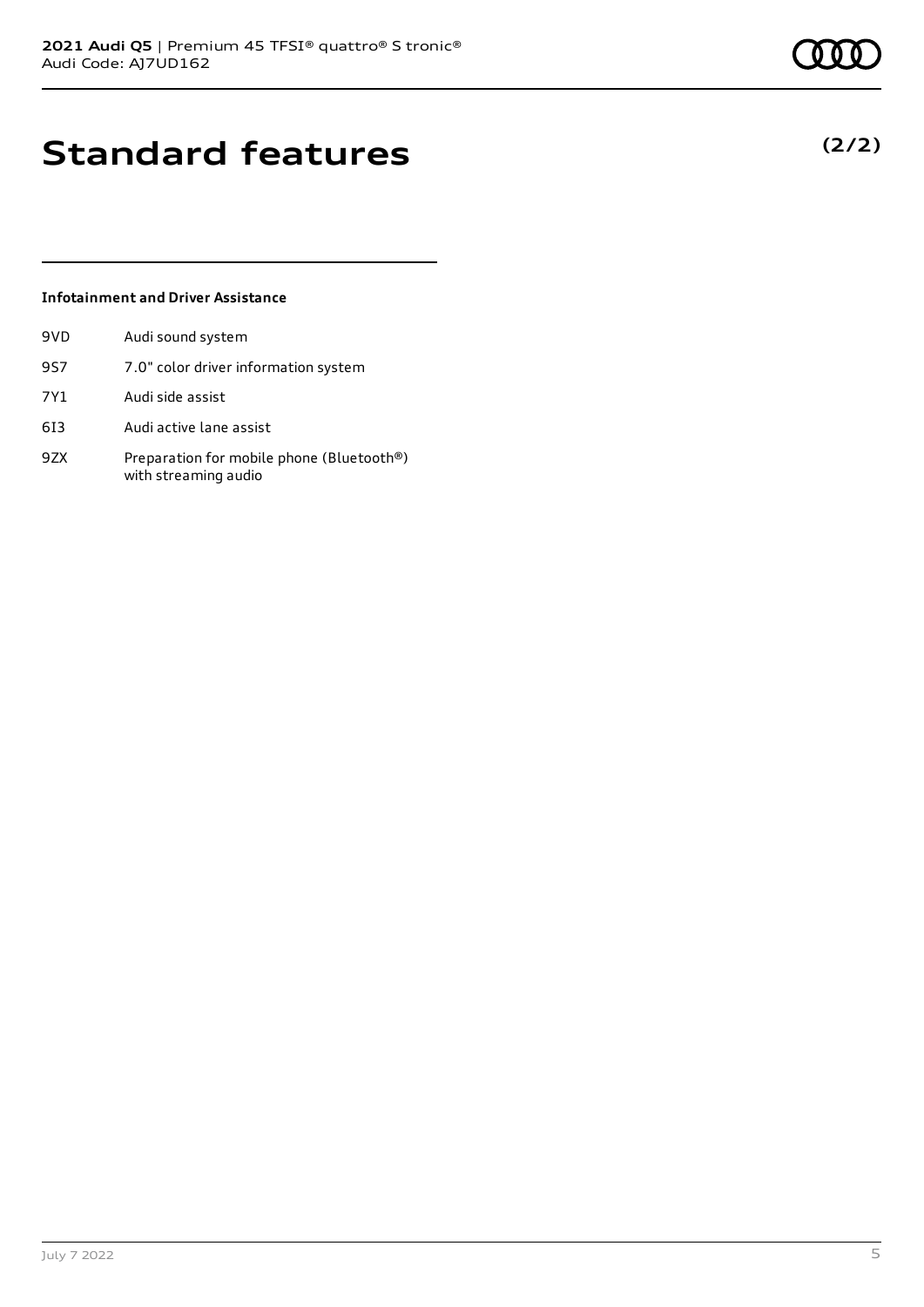# Standard features

**(2/2)**

### Infotainment and Driver Assistance

| | |
|---|---|
| 9VD | Audi sound system |
| 9S7 | 7.0" color driver information system |
| 7Y1 | Audi side assist |
| 6I3 | Audi active lane assist |
| 9ZX | Preparation for mobile phone (Bluetooth®) with streaming audio |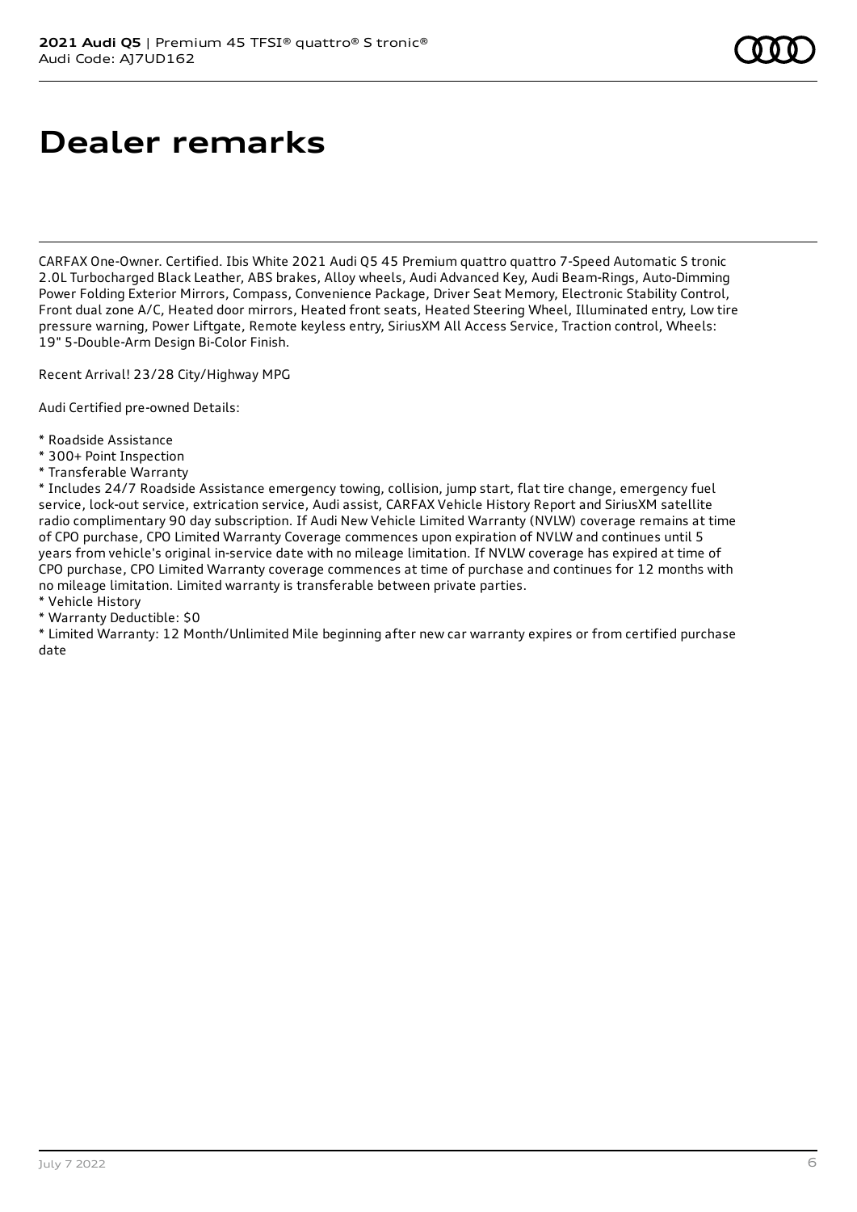# Dealer remarks

CARFAX One-Owner. Certified. Ibis White 2021 Audi Q5 45 Premium quattro quattro 7-Speed Automatic S tronic 2.0L Turbocharged Black Leather, ABS brakes, Alloy wheels, Audi Advanced Key, Audi Beam-Rings, Auto-Dimming Power Folding Exterior Mirrors, Compass, Convenience Package, Driver Seat Memory, Electronic Stability Control, Front dual zone A/C, Heated door mirrors, Heated front seats, Heated Steering Wheel, Illuminated entry, Low tire pressure warning, Power Liftgate, Remote keyless entry, SiriusXM All Access Service, Traction control, Wheels: 19" 5-Double-Arm Design Bi-Color Finish.

Recent Arrival! 23/28 City/Highway MPG

Audi Certified pre-owned Details:

* Roadside Assistance
* 300+ Point Inspection
* Transferable Warranty
* Includes 24/7 Roadside Assistance emergency towing, collision, jump start, flat tire change, emergency fuel service, lock-out service, extrication service, Audi assist, CARFAX Vehicle History Report and SiriusXM satellite radio complimentary 90 day subscription. If Audi New Vehicle Limited Warranty (NVLW) coverage remains at time of CPO purchase, CPO Limited Warranty Coverage commences upon expiration of NVLW and continues until 5 years from vehicle's original in-service date with no mileage limitation. If NVLW coverage has expired at time of CPO purchase, CPO Limited Warranty coverage commences at time of purchase and continues for 12 months with no mileage limitation. Limited warranty is transferable between private parties.
* Vehicle History
* Warranty Deductible: $0
* Limited Warranty: 12 Month/Unlimited Mile beginning after new car warranty expires or from certified purchase date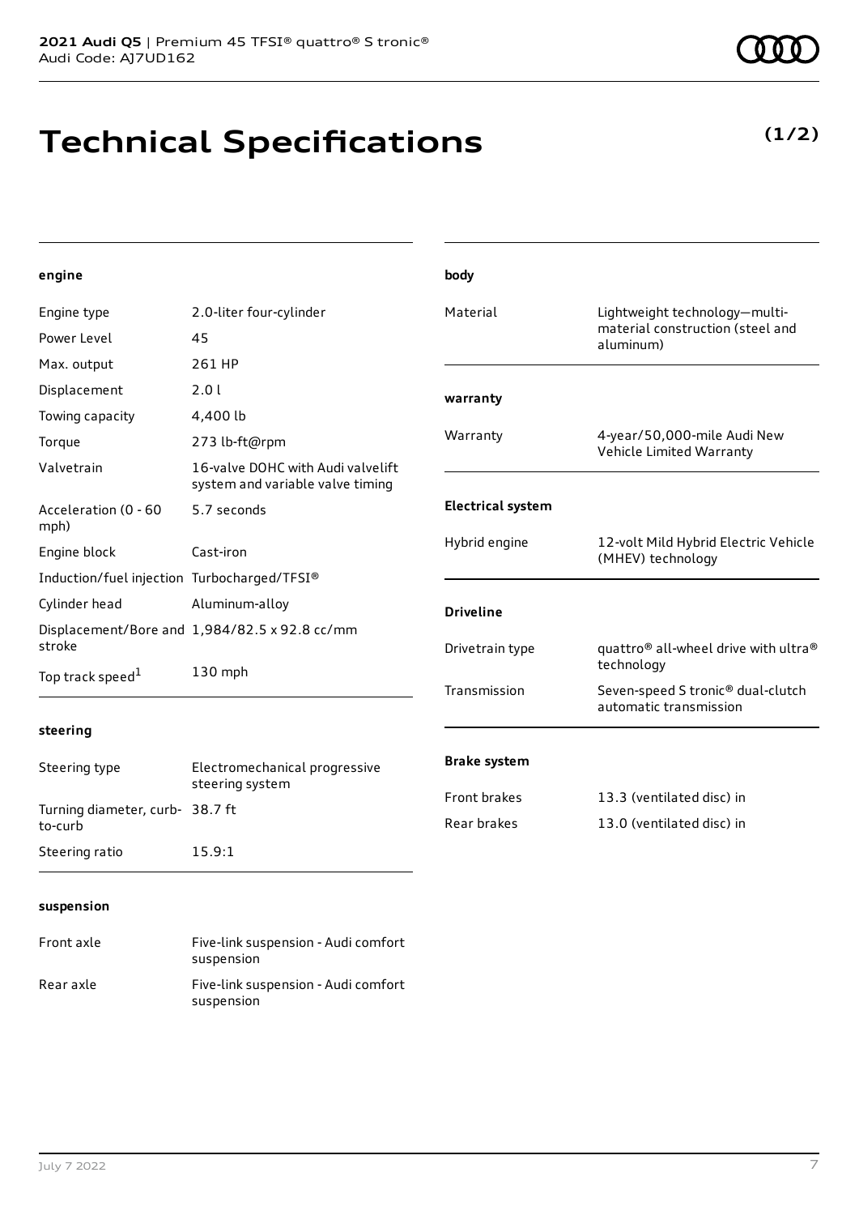# Technical Specifications

**(1/2)**

#### engine

| | |
|---|---|
| Engine type | 2.0-liter four-cylinder |
| Power Level | 45 |
| Max. output | 261 HP |
| Displacement | 2.0 l |
| Towing capacity | 4,400 lb |
| Torque | 273 lb-ft@rpm |
| Valvetrain | 16-valve DOHC with Audi valvelift system and variable valve timing |
| Acceleration (0 - 60 mph) | 5.7 seconds |
| Engine block | Cast-iron |
| Induction/fuel injection | Turbocharged/TFSI® |
| Cylinder head | Aluminum-alloy |
| Displacement/Bore and stroke | 1,984/82.5 x 92.8 cc/mm |
| Top track speed[1] | 130 mph |

#### steering

| | |
|---|---|
| Steering type | Electromechanical progressive steering system |
| Turning diameter, curb-to-curb | 38.7 ft |
| Steering ratio | 15.9:1 |

#### suspension

| | |
|---|---|
| Front axle | Five-link suspension - Audi comfort suspension |
| Rear axle | Five-link suspension - Audi comfort suspension |

#### body

| | |
|---|---|
| Material | Lightweight technology—multi-material construction (steel and aluminum) |

#### warranty

| | |
|---|---|
| Warranty | 4-year/50,000-mile Audi New Vehicle Limited Warranty |

#### Electrical system

| | |
|---|---|
| Hybrid engine | 12-volt Mild Hybrid Electric Vehicle (MHEV) technology |

#### Driveline

| | |
|---|---|
| Drivetrain type | quattro® all-wheel drive with ultra® technology |
| Transmission | Seven-speed S tronic® dual-clutch automatic transmission |

#### Brake system

| | |
|---|---|
| Front brakes | 13.3 (ventilated disc) in |
| Rear brakes | 13.0 (ventilated disc) in |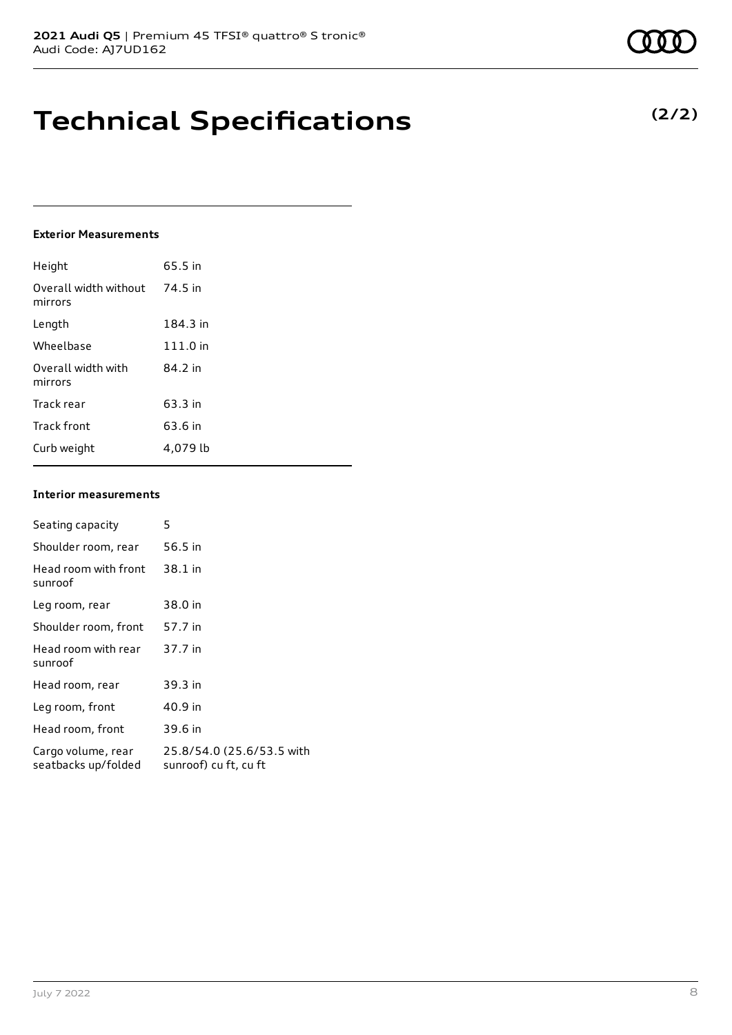# Technical Specifications

**(2/2)**

#### Exterior Measurements

| | |
|---|---|
| Height | 65.5 in |
| Overall width without mirrors | 74.5 in |
| Length | 184.3 in |
| Wheelbase | 111.0 in |
| Overall width with mirrors | 84.2 in |
| Track rear | 63.3 in |
| Track front | 63.6 in |
| Curb weight | 4,079 lb |

#### Interior measurements

| | |
|---|---|
| Seating capacity | 5 |
| Shoulder room, rear | 56.5 in |
| Head room with front sunroof | 38.1 in |
| Leg room, rear | 38.0 in |
| Shoulder room, front | 57.7 in |
| Head room with rear sunroof | 37.7 in |
| Head room, rear | 39.3 in |
| Leg room, front | 40.9 in |
| Head room, front | 39.6 in |
| Cargo volume, rear seatbacks up/folded | 25.8/54.0 (25.6/53.5 with sunroof) cu ft, cu ft |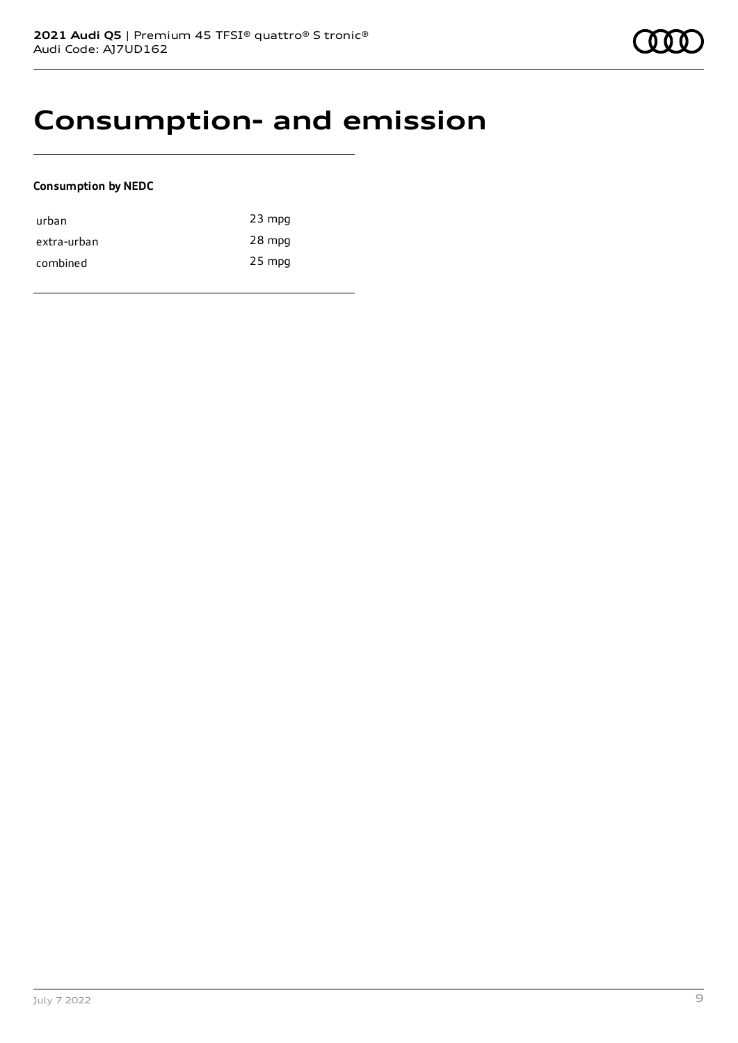# Consumption- and emission

**Consumption by NEDC**

| | |
|---|---|
| urban | 23 mpg |
| extra-urban | 28 mpg |
| combined | 25 mpg |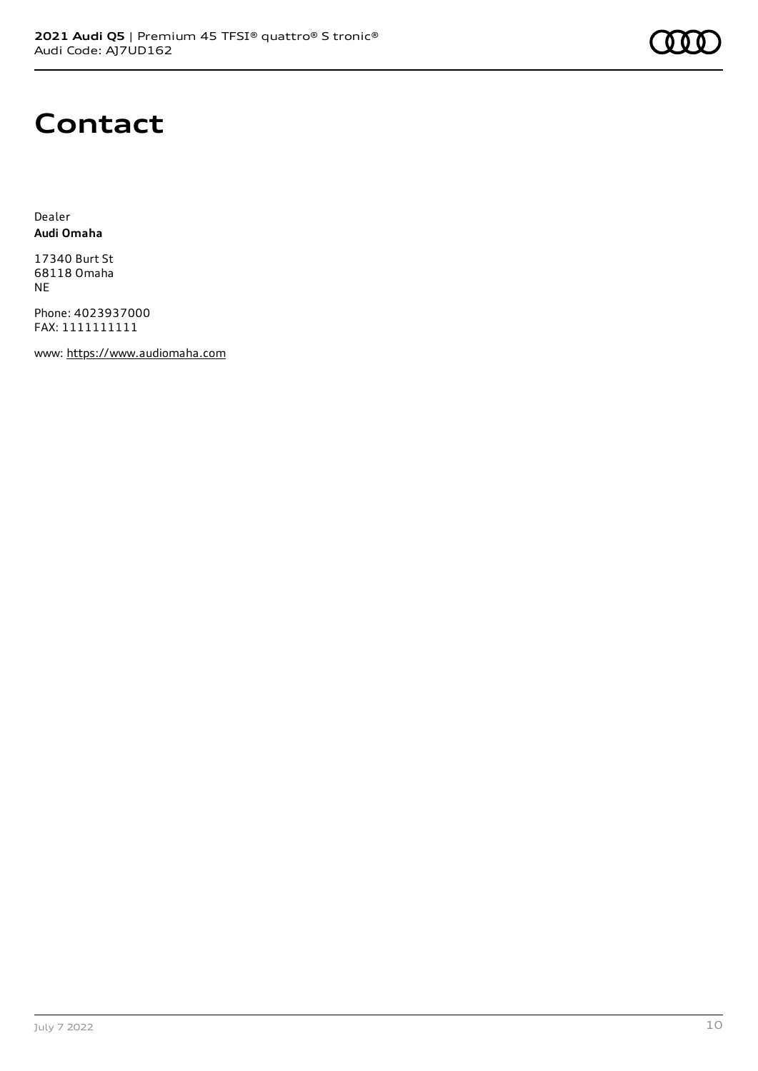# Contact

Dealer
**Audi Omaha**

17340 Burt St
68118 Omaha
NE

Phone: 4023937000
FAX: 1111111111

www: https://www.audiomaha.com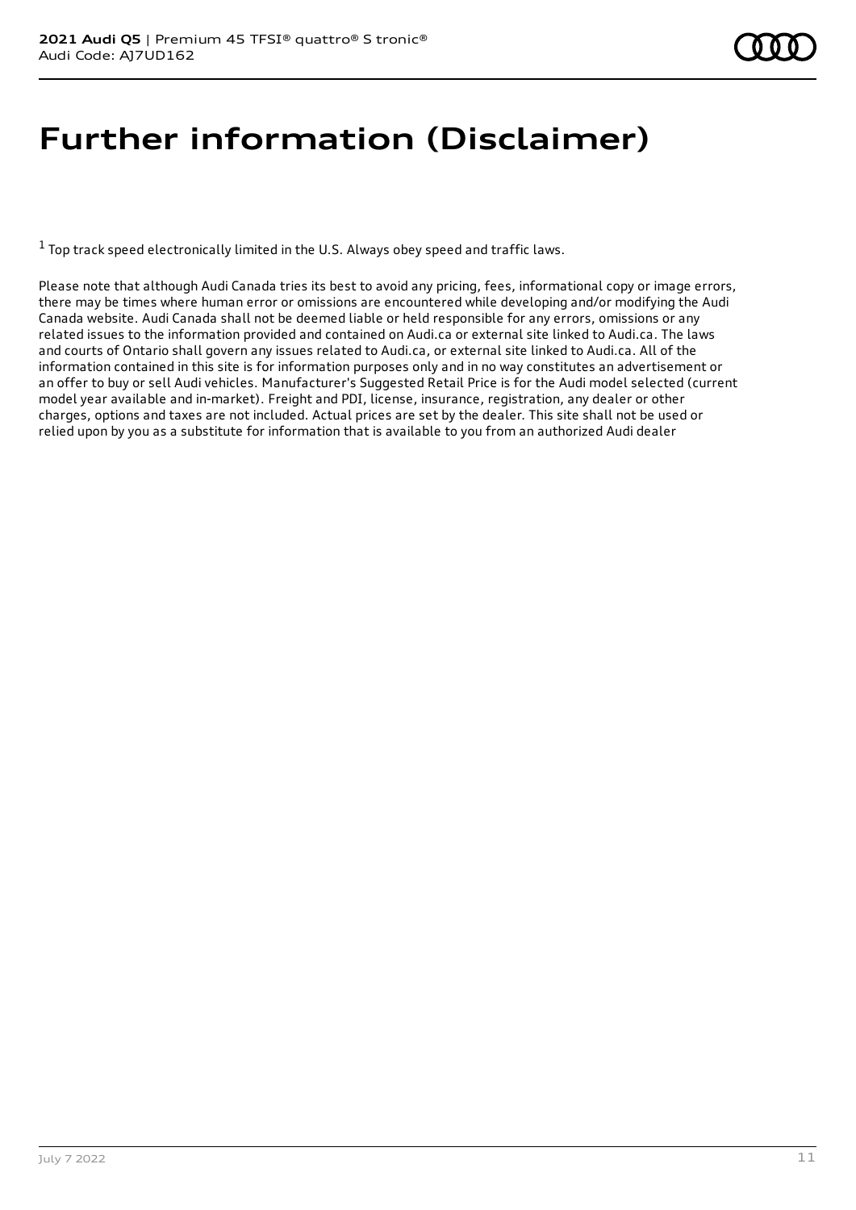# Further information (Disclaimer)

[1] Top track speed electronically limited in the U.S. Always obey speed and traffic laws.

Please note that although Audi Canada tries its best to avoid any pricing, fees, informational copy or image errors, there may be times where human error or omissions are encountered while developing and/or modifying the Audi Canada website. Audi Canada shall not be deemed liable or held responsible for any errors, omissions or any related issues to the information provided and contained on Audi.ca or external site linked to Audi.ca. The laws and courts of Ontario shall govern any issues related to Audi.ca, or external site linked to Audi.ca. All of the information contained in this site is for information purposes only and in no way constitutes an advertisement or an offer to buy or sell Audi vehicles. Manufacturer's Suggested Retail Price is for the Audi model selected (current model year available and in-market). Freight and PDI, license, insurance, registration, any dealer or other charges, options and taxes are not included. Actual prices are set by the dealer. This site shall not be used or relied upon by you as a substitute for information that is available to you from an authorized Audi dealer